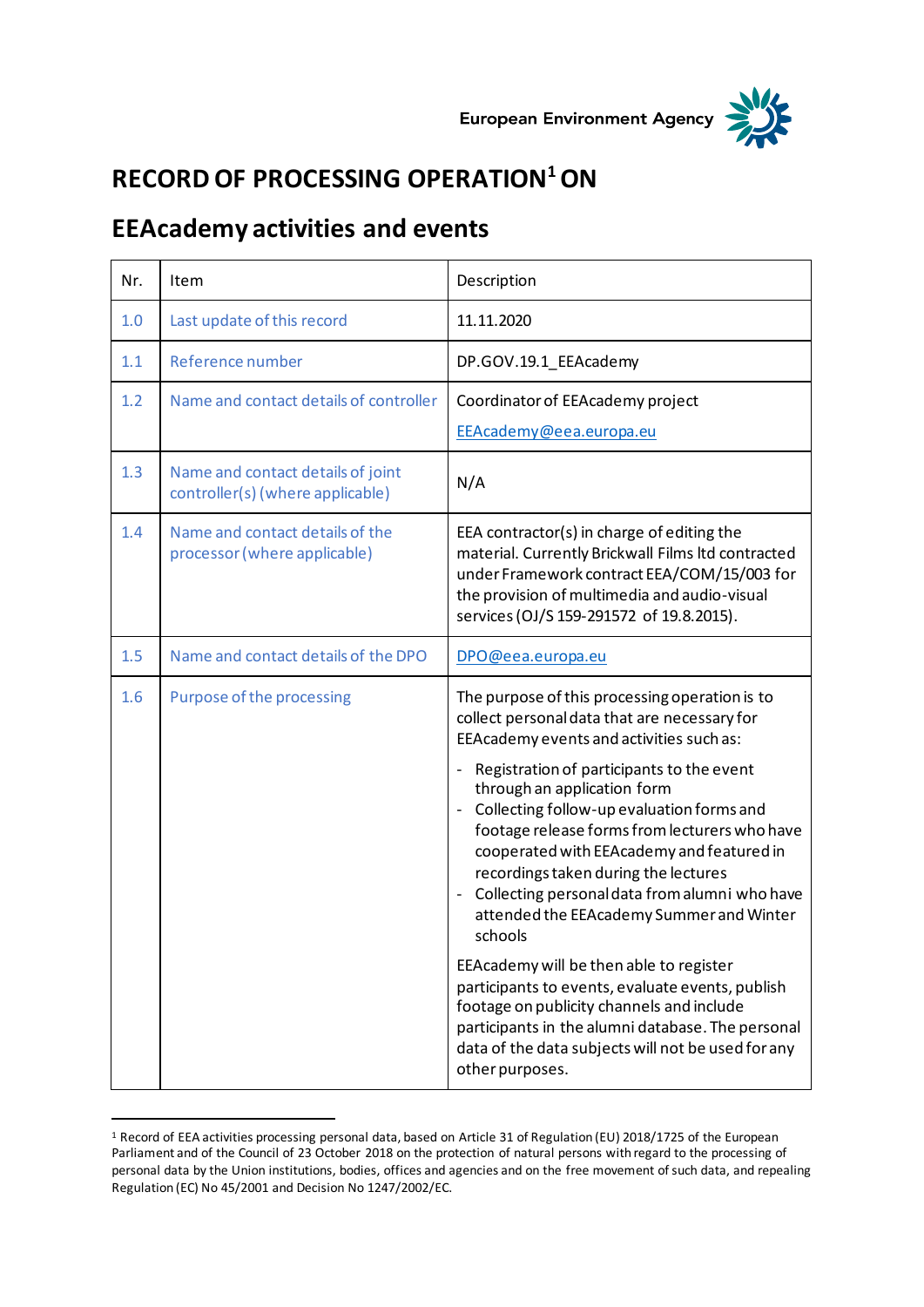European Environment Agency

# RECORD OF PROCESSING OPERATION[1] ON

## EEAcademy activities and events

| Nr. | Item | Description |
|---|---|---|
| 1.0 | Last update of this record | 11.11.2020 |
| 1.1 | Reference number | DP.GOV.19.1_EEAcademy |
| 1.2 | Name and contact details of controller | Coordinator of EEAcademy project<br>EEAcademy@eea.europa.eu |
| 1.3 | Name and contact details of joint controller(s) (where applicable) | N/A |
| 1.4 | Name and contact details of the processor (where applicable) | EEA contractor(s) in charge of editing the material. Currently Brickwall Films ltd contracted under Framework contract EEA/COM/15/003 for the provision of multimedia and audio-visual services (OJ/S 159-291572 of 19.8.2015). |
| 1.5 | Name and contact details of the DPO | DPO@eea.europa.eu |
| 1.6 | Purpose of the processing | The purpose of this processing operation is to collect personal data that are necessary for EEAcademy events and activities such as:<br>- Registration of participants to the event through an application form<br>- Collecting follow-up evaluation forms and footage release forms from lecturers who have cooperated with EEAcademy and featured in recordings taken during the lectures<br>- Collecting personal data from alumni who have attended the EEAcademy Summer and Winter schools<br><br>EEAcademy will be then able to register participants to events, evaluate events, publish footage on publicity channels and include participants in the alumni database. The personal data of the data subjects will not be used for any other purposes. |

[1] Record of EEA activities processing personal data, based on Article 31 of Regulation (EU) 2018/1725 of the European Parliament and of the Council of 23 October 2018 on the protection of natural persons with regard to the processing of personal data by the Union institutions, bodies, offices and agencies and on the free movement of such data, and repealing Regulation (EC) No 45/2001 and Decision No 1247/2002/EC.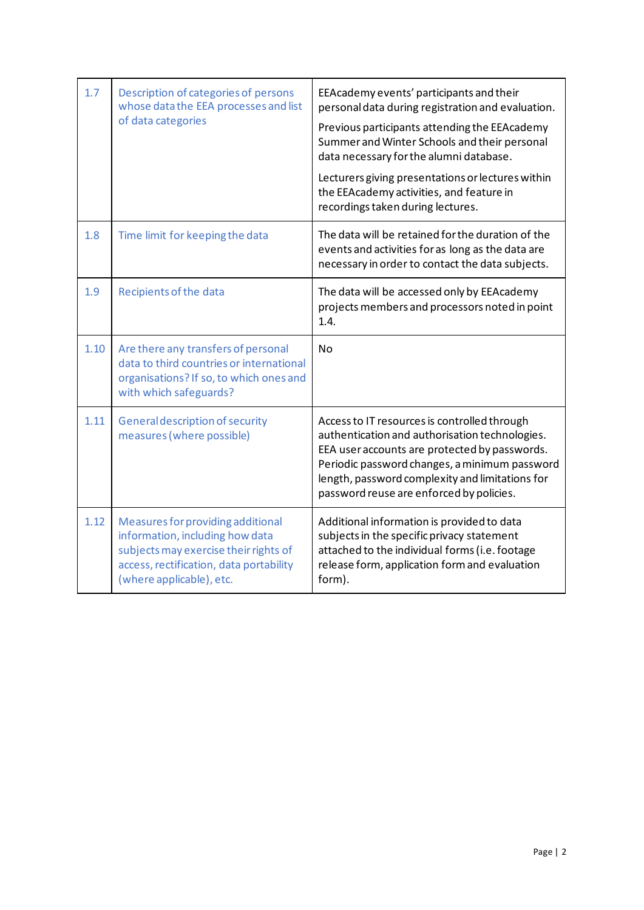| | | |
|---|---|---|
| 1.7 | Description of categories of persons whose data the EEA processes and list of data categories | EEAcademy events' participants and their personal data during registration and evaluation.<br><br>Previous participants attending the EEAcademy Summer and Winter Schools and their personal data necessary for the alumni database.<br><br>Lecturers giving presentations or lectures within the EEAcademy activities, and feature in recordings taken during lectures. |
| 1.8 | Time limit for keeping the data | The data will be retained for the duration of the events and activities for as long as the data are necessary in order to contact the data subjects. |
| 1.9 | Recipients of the data | The data will be accessed only by EEAcademy projects members and processors noted in point 1.4. |
| 1.10 | Are there any transfers of personal data to third countries or international organisations? If so, to which ones and with which safeguards? | No |
| 1.11 | General description of security measures (where possible) | Access to IT resources is controlled through authentication and authorisation technologies. EEA user accounts are protected by passwords. Periodic password changes, a minimum password length, password complexity and limitations for password reuse are enforced by policies. |
| 1.12 | Measures for providing additional information, including how data subjects may exercise their rights of access, rectification, data portability (where applicable), etc. | Additional information is provided to data subjects in the specific privacy statement attached to the individual forms (i.e. footage release form, application form and evaluation form). |